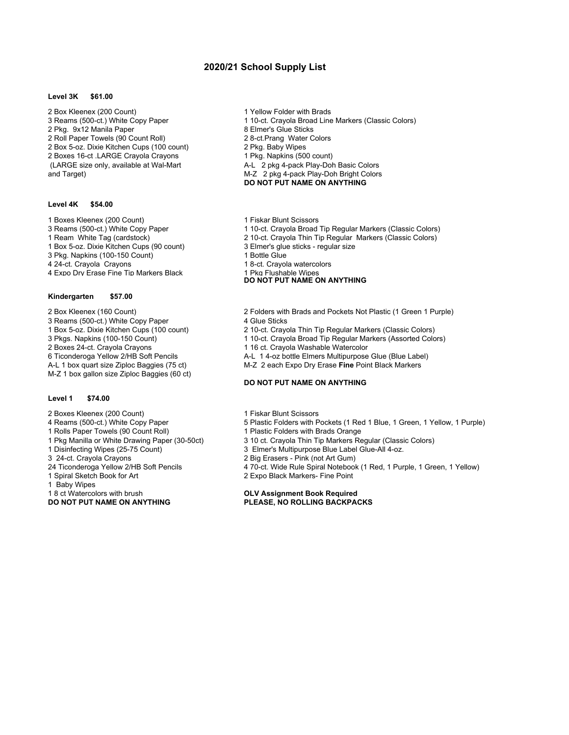# 2020/21 School Supply List

## Level 3K $61.00

2 Box Kleenex (200 Count)
3 Reams (500-ct.) White Copy Paper
2 Pkg. 9x12 Manila Paper
2 Roll Paper Towels (90 Count Roll)
2 Box 5-oz. Dixie Kitchen Cups (100 count)
2 Boxes 16-ct .LARGE Crayola Crayons
(LARGE size only, available at Wal-Mart and Target)

1 Yellow Folder with Brads
1 10-ct. Crayola Broad Line Markers (Classic Colors)
8 Elmer's Glue Sticks
2 8-ct.Prang Water Colors
2 Pkg. Baby Wipes
1 Pkg. Napkins (500 count)
A-L 2 pkg 4-pack Play-Doh Basic Colors
M-Z 2 pkg 4-pack Play-Doh Bright Colors

**DO NOT PUT NAME ON ANYTHING**

## Level 4K $54.00

1 Boxes Kleenex (200 Count)
3 Reams (500-ct.) White Copy Paper
1 Ream White Tag (cardstock)
1 Box 5-oz. Dixie Kitchen Cups (90 count)
3 Pkg. Napkins (100-150 Count)
4 24-ct. Crayola Crayons
4 Expo Dry Erase Fine Tip Markers Black

1 Fiskar Blunt Scissors
1 10-ct. Crayola Broad Tip Regular Markers (Classic Colors)
2 10-ct. Crayola Thin Tip Regular Markers (Classic Colors)
3 Elmer's glue sticks - regular size
1 Bottle Glue
1 8-ct. Crayola watercolors
1 Pkg Flushable Wipes

**DO NOT PUT NAME ON ANYTHING**

## Kindergarten $57.00

2 Box Kleenex (160 Count)
3 Reams (500-ct.) White Copy Paper
1 Box 5-oz. Dixie Kitchen Cups (100 count)
3 Pkgs. Napkins (100-150 Count)
2 Boxes 24-ct. Crayola Crayons
6 Ticonderoga Yellow 2/HB Soft Pencils
A-L 1 box quart size Ziploc Baggies (75 ct)
M-Z 1 box gallon size Ziploc Baggies (60 ct)

2 Folders with Brads and Pockets Not Plastic (1 Green 1 Purple)
4 Glue Sticks
2 10-ct. Crayola Thin Tip Regular Markers (Classic Colors)
1 10-ct. Crayola Broad Tip Regular Markers (Assorted Colors)
1 16 ct. Crayola Washable Watercolor
A-L 1 4-oz bottle Elmers Multipurpose Glue (Blue Label)
M-Z 2 each Expo Dry Erase **Fine** Point Black Markers

**DO NOT PUT NAME ON ANYTHING**

## Level 1 $74.00

2 Boxes Kleenex (200 Count)
4 Reams (500-ct.) White Copy Paper
1 Rolls Paper Towels (90 Count Roll)
1 Pkg Manilla or White Drawing Paper (30-50ct)
1 Disinfecting Wipes (25-75 Count)
3 24-ct. Crayola Crayons
24 Ticonderoga Yellow 2/HB Soft Pencils
1 Spiral Sketch Book for Art
1 Baby Wipes
1 8 ct Watercolors with brush

**DO NOT PUT NAME ON ANYTHING**

1 Fiskar Blunt Scissors
5 Plastic Folders with Pockets (1 Red 1 Blue, 1 Green, 1 Yellow, 1 Purple)
1 Plastic Folders with Brads Orange
3 10 ct. Crayola Thin Tip Markers Regular (Classic Colors)
3 Elmer's Multipurpose Blue Label Glue-All 4-oz.
2 Big Erasers - Pink (not Art Gum)
4 70-ct. Wide Rule Spiral Notebook (1 Red, 1 Purple, 1 Green, 1 Yellow)
2 Expo Black Markers- Fine Point

**OLV Assignment Book Required**
**PLEASE, NO ROLLING BACKPACKS**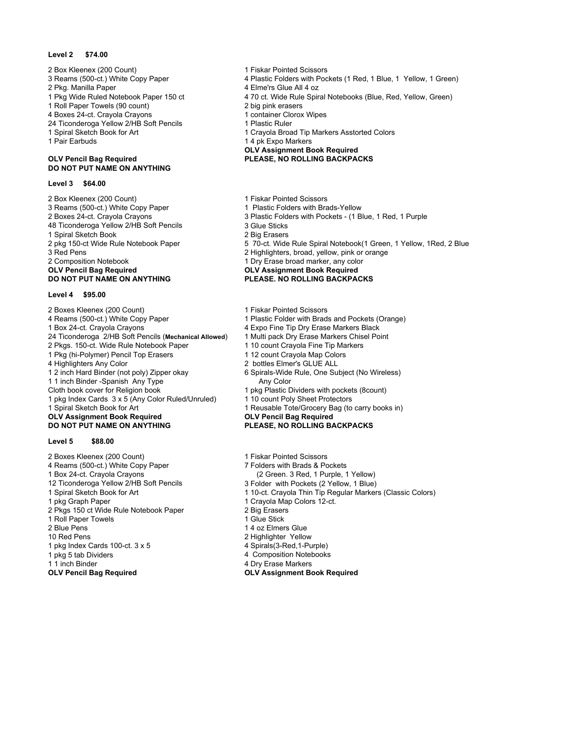**Level 2 $74.00**

2 Box Kleenex (200 Count)
3 Reams (500-ct.) White Copy Paper
2 Pkg. Manilla Paper
1 Pkg Wide Ruled Notebook Paper 150 ct
1 Roll Paper Towels (90 count)
4 Boxes 24-ct. Crayola Crayons
24 Ticonderoga Yellow 2/HB Soft Pencils
1 Spiral Sketch Book for Art
1 Pair Earbuds

**OLV Pencil Bag Required**
**DO NOT PUT NAME ON ANYTHING**

1 Fiskar Pointed Scissors
4 Plastic Folders with Pockets (1 Red, 1 Blue, 1 Yellow, 1 Green)
4 Elme's Glue All 4 oz
4 70 ct. Wide Rule Spiral Notebooks (Blue, Red, Yellow, Green)
2 big pink erasers
1 container Clorox Wipes
1 Plastic Ruler
1 Crayola Broad Tip Markers Asstorted Colors
1 4 pk Expo Markers

**OLV Assignment Book Required**
**PLEASE, NO ROLLING BACKPACKS**

**Level 3 $64.00**

2 Box Kleenex (200 Count)
3 Reams (500-ct.) White Copy Paper
2 Boxes 24-ct. Crayola Crayons
48 Ticonderoga Yellow 2/HB Soft Pencils
1 Spiral Sketch Book
2 pkg 150-ct Wide Rule Notebook Paper
3 Red Pens
2 Composition Notebook

**OLV Pencil Bag Required**
**DO NOT PUT NAME ON ANYTHING**

1 Fiskar Pointed Scissors
1 Plastic Folders with Brads-Yellow
3 Plastic Folders with Pockets - (1 Blue, 1 Red, 1 Purple
3 Glue Sticks
2 Big Erasers
5 70-ct. Wide Rule Spiral Notebook(1 Green, 1 Yellow, 1Red, 2 Blue
2 Highlighters, broad, yellow, pink or orange
1 Dry Erase broad marker, any color

**OLV Assignment Book Required**
**PLEASE. NO ROLLING BACKPACKS**

**Level 4 $95.00**

2 Boxes Kleenex (200 Count)
4 Reams (500-ct.) White Copy Paper
1 Box 24-ct. Crayola Crayons
24 Ticonderoga 2/HB Soft Pencils (**Mechanical Allowed**)
2 Pkgs. 150-ct. Wide Rule Notebook Paper
1 Pkg (hi-Polymer) Pencil Top Erasers
4 Highlighters Any Color
1 2 inch Hard Binder (not poly) Zipper okay
1 1 inch Binder -Spanish Any Type
Cloth book cover for Religion book
1 pkg Index Cards 3 x 5 (Any Color Ruled/Unruled)
1 Spiral Sketch Book for Art

**OLV Assignment Book Required**
**DO NOT PUT NAME ON ANYTHING**

1 Fiskar Pointed Scissors
1 Plastic Folder with Brads and Pockets (Orange)
4 Expo Fine Tip Dry Erase Markers Black
1 Multi pack Dry Erase Markers Chisel Point
1 10 count Crayola Fine Tip Markers
1 12 count Crayola Map Colors
2 bottles Elmer's GLUE ALL
6 Spirals-Wide Rule, One Subject (No Wireless) Any Color
1 pkg Plastic Dividers with pockets (8count)
1 10 count Poly Sheet Protectors
1 Reusable Tote/Grocery Bag (to carry books in)

**OLV Pencil Bag Required**
**PLEASE, NO ROLLING BACKPACKS**

**Level 5 $88.00**

2 Boxes Kleenex (200 Count)
4 Reams (500-ct.) White Copy Paper
1 Box 24-ct. Crayola Crayons
12 Ticonderoga Yellow 2/HB Soft Pencils
1 Spiral Sketch Book for Art
1 pkg Graph Paper
2 Pkgs 150 ct Wide Rule Notebook Paper
1 Roll Paper Towels
2 Blue Pens
10 Red Pens
1 pkg Index Cards 100-ct. 3 x 5
1 pkg 5 tab Dividers
1 1 inch Binder

**OLV Pencil Bag Required**

1 Fiskar Pointed Scissors
7 Folders with Brads & Pockets (2 Green. 3 Red, 1 Purple, 1 Yellow)
3 Folder with Pockets (2 Yellow, 1 Blue)
1 10-ct. Crayola Thin Tip Regular Markers (Classic Colors)
1 Crayola Map Colors 12-ct.
2 Big Erasers
1 Glue Stick
1 4 oz Elmers Glue
2 Highlighter Yellow
4 Spirals(3-Red,1-Purple)
4 Composition Notebooks
4 Dry Erase Markers

**OLV Assignment Book Required**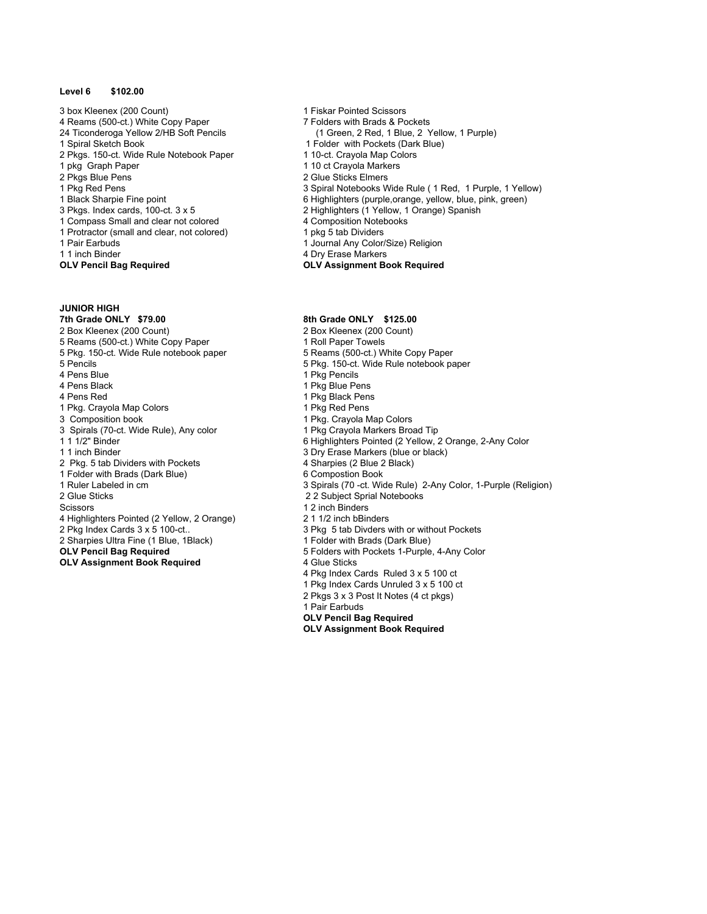**Level 6 $102.00**

3 box Kleenex (200 Count)
4 Reams (500-ct.) White Copy Paper
24 Ticonderoga Yellow 2/HB Soft Pencils
1 Spiral Sketch Book
2 Pkgs. 150-ct. Wide Rule Notebook Paper
1 pkg Graph Paper
2 Pkgs Blue Pens
1 Pkg Red Pens
1 Black Sharpie Fine point
3 Pkgs. Index cards, 100-ct. 3 x 5
1 Compass Small and clear not colored
1 Protractor (small and clear, not colored)
1 Pair Earbuds
1 1 inch Binder
**OLV Pencil Bag Required**

1 Fiskar Pointed Scissors
7 Folders with Brads & Pockets
(1 Green, 2 Red, 1 Blue, 2 Yellow, 1 Purple)
1 Folder with Pockets (Dark Blue)
1 10-ct. Crayola Map Colors
1 10 ct Crayola Markers
2 Glue Sticks Elmers
3 Spiral Notebooks Wide Rule ( 1 Red, 1 Purple, 1 Yellow)
6 Highlighters (purple,orange, yellow, blue, pink, green)
2 Highlighters (1 Yellow, 1 Orange) Spanish
4 Composition Notebooks
1 pkg 5 tab Dividers
1 Journal Any Color/Size) Religion
4 Dry Erase Markers
**OLV Assignment Book Required**

**JUNIOR HIGH**

**7th Grade ONLY $79.00**

2 Box Kleenex (200 Count)
5 Reams (500-ct.) White Copy Paper
5 Pkg. 150-ct. Wide Rule notebook paper
5 Pencils
4 Pens Blue
4 Pens Black
4 Pens Red
1 Pkg. Crayola Map Colors
3 Composition book
3 Spirals (70-ct. Wide Rule), Any color
1 1 1/2" Binder
1 1 inch Binder
2 Pkg. 5 tab Dividers with Pockets
1 Folder with Brads (Dark Blue)
1 Ruler Labeled in cm
2 Glue Sticks
Scissors
4 Highlighters Pointed (2 Yellow, 2 Orange)
2 Pkg Index Cards 3 x 5 100-ct..
2 Sharpies Ultra Fine (1 Blue, 1Black)
**OLV Pencil Bag Required**
**OLV Assignment Book Required**

**8th Grade ONLY $125.00**

2 Box Kleenex (200 Count)
1 Roll Paper Towels
5 Reams (500-ct.) White Copy Paper
5 Pkg. 150-ct. Wide Rule notebook paper
1 Pkg Pencils
1 Pkg Blue Pens
1 Pkg Black Pens
1 Pkg Red Pens
1 Pkg. Crayola Map Colors
1 Pkg Crayola Markers Broad Tip
6 Highlighters Pointed (2 Yellow, 2 Orange, 2-Any Color
3 Dry Erase Markers (blue or black)
4 Sharpies (2 Blue 2 Black)
6 Compostion Book
3 Spirals (70 -ct. Wide Rule) 2-Any Color, 1-Purple (Religion)
2 2 Subject Sprial Notebooks
1 2 inch Binders
2 1 1/2 inch bBinders
3 Pkg 5 tab Divders with or without Pockets
1 Folder with Brads (Dark Blue)
5 Folders with Pockets 1-Purple, 4-Any Color
4 Glue Sticks
4 Pkg Index Cards Ruled 3 x 5 100 ct
1 Pkg Index Cards Unruled 3 x 5 100 ct
2 Pkgs 3 x 3 Post It Notes (4 ct pkgs)
1 Pair Earbuds
**OLV Pencil Bag Required**
**OLV Assignment Book Required**